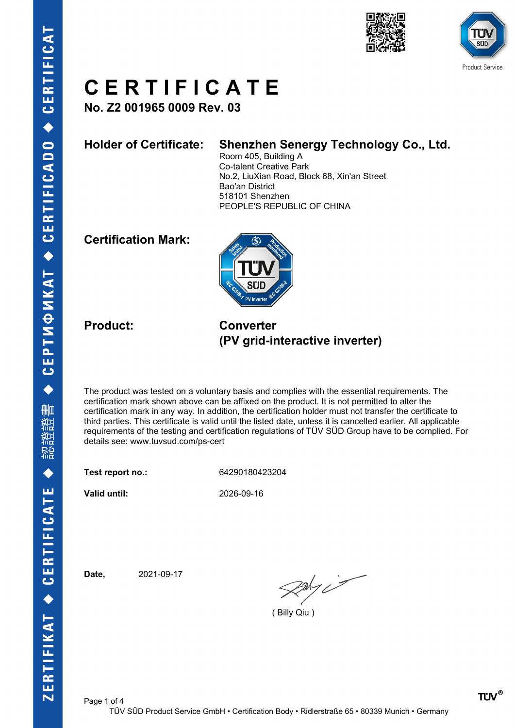# CERTIFICATE

**No. Z2 001965 0009 Rev. 03**

**Holder of Certificate:** **Shenzhen Senergy Technology Co., Ltd.**
Room 405, Building A
Co-talent Creative Park
No.2, LiuXian Road, Block 68, Xin'an Street
Bao'an District
518101 Shenzhen
PEOPLE'S REPUBLIC OF CHINA

**Certification Mark:**

**Product:** **Converter**
**(PV grid-interactive inverter)**

The product was tested on a voluntary basis and complies with the essential requirements. The certification mark shown above can be affixed on the product. It is not permitted to alter the certification mark in any way. In addition, the certification holder must not transfer the certificate to third parties. This certificate is valid until the listed date, unless it is cancelled earlier. All applicable requirements of the testing and certification regulations of TÜV SÜD Group have to be complied. For details see: www.tuvsud.com/ps-cert

**Test report no.:** 64290180423204

**Valid until:** 2026-09-16

**Date,** 2021-09-17

( Billy Qiu )

TÜV SÜD Product Service GmbH • Certification Body • Ridlerstraße 65 • 80339 Munich • Germany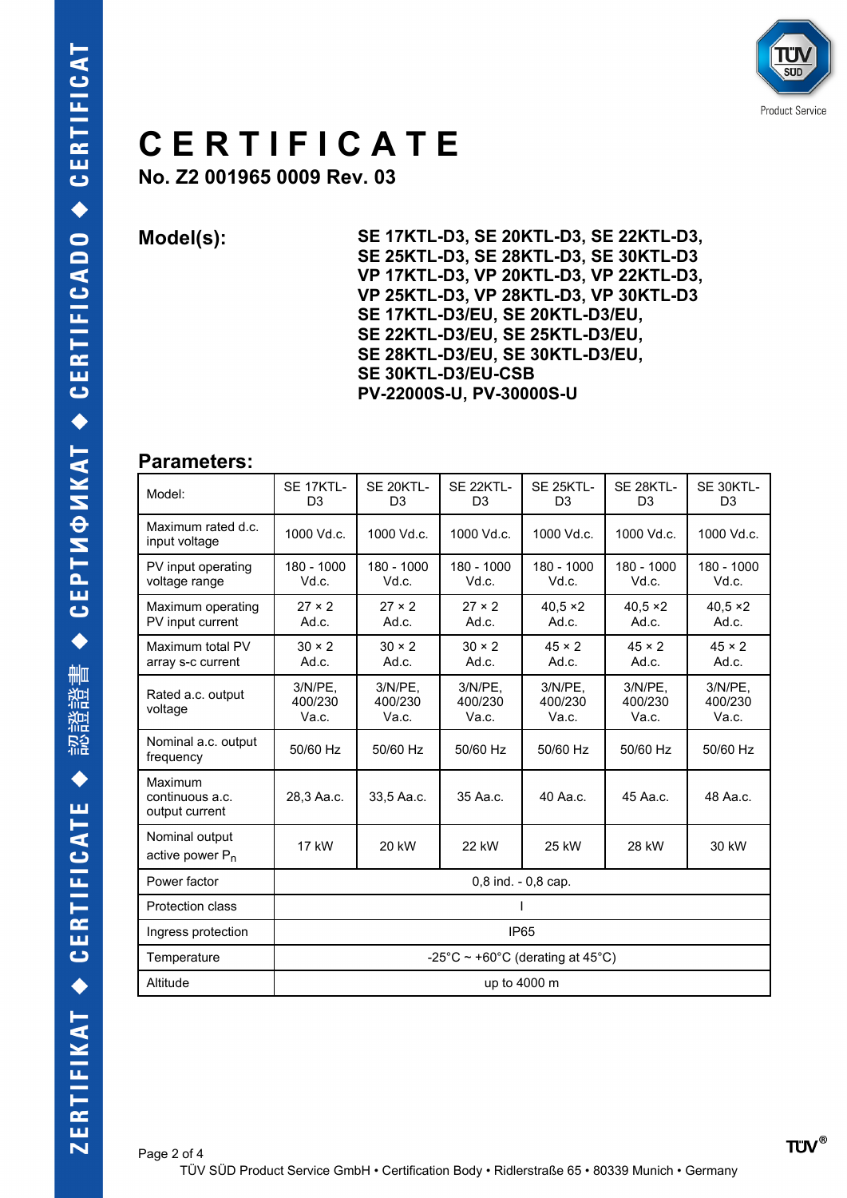# CERTIFICATE

**No. Z2 001965 0009 Rev. 03**

**Model(s):**

**SE 17KTL-D3, SE 20KTL-D3, SE 22KTL-D3, SE 25KTL-D3, SE 28KTL-D3, SE 30KTL-D3**
**VP 17KTL-D3, VP 20KTL-D3, VP 22KTL-D3, VP 25KTL-D3, VP 28KTL-D3, VP 30KTL-D3**
**SE 17KTL-D3/EU, SE 20KTL-D3/EU, SE 22KTL-D3/EU, SE 25KTL-D3/EU, SE 28KTL-D3/EU, SE 30KTL-D3/EU,**
**SE 30KTL-D3/EU-CSB**
**PV-22000S-U, PV-30000S-U**

## Parameters:

| Model: | SE 17KTL-D3 | SE 20KTL-D3 | SE 22KTL-D3 | SE 25KTL-D3 | SE 28KTL-D3 | SE 30KTL-D3 |
|---|---|---|---|---|---|---|
| Maximum rated d.c. input voltage | 1000 Vd.c. | 1000 Vd.c. | 1000 Vd.c. | 1000 Vd.c. | 1000 Vd.c. | 1000 Vd.c. |
| PV input operating voltage range | 180 - 1000 Vd.c. | 180 - 1000 Vd.c. | 180 - 1000 Vd.c. | 180 - 1000 Vd.c. | 180 - 1000 Vd.c. | 180 - 1000 Vd.c. |
| Maximum operating PV input current | 27 × 2 Ad.c. | 27 × 2 Ad.c. | 27 × 2 Ad.c. | 40,5 ×2 Ad.c. | 40,5 ×2 Ad.c. | 40,5 ×2 Ad.c. |
| Maximum total PV array s-c current | 30 × 2 Ad.c. | 30 × 2 Ad.c. | 30 × 2 Ad.c. | 45 × 2 Ad.c. | 45 × 2 Ad.c. | 45 × 2 Ad.c. |
| Rated a.c. output voltage | 3/N/PE, 400/230 Va.c. | 3/N/PE, 400/230 Va.c. | 3/N/PE, 400/230 Va.c. | 3/N/PE, 400/230 Va.c. | 3/N/PE, 400/230 Va.c. | 3/N/PE, 400/230 Va.c. |
| Nominal a.c. output frequency | 50/60 Hz | 50/60 Hz | 50/60 Hz | 50/60 Hz | 50/60 Hz | 50/60 Hz |
| Maximum continuous a.c. output current | 28,3 Aa.c. | 33,5 Aa.c. | 35 Aa.c. | 40 Aa.c. | 45 Aa.c. | 48 Aa.c. |
| Nominal output active power $P_n$ | 17 kW | 20 kW | 22 kW | 25 kW | 28 kW | 30 kW |
| Power factor | 0,8 ind. - 0,8 cap. | | | | | |
| Protection class | I | | | | | |
| Ingress protection | IP65 | | | | | |
| Temperature | -25°C ~ +60°C (derating at 45°C) | | | | | |
| Altitude | up to 4000 m | | | | | |

TÜV SÜD Product Service GmbH • Certification Body • Ridlerstraße 65 • 80339 Munich • Germany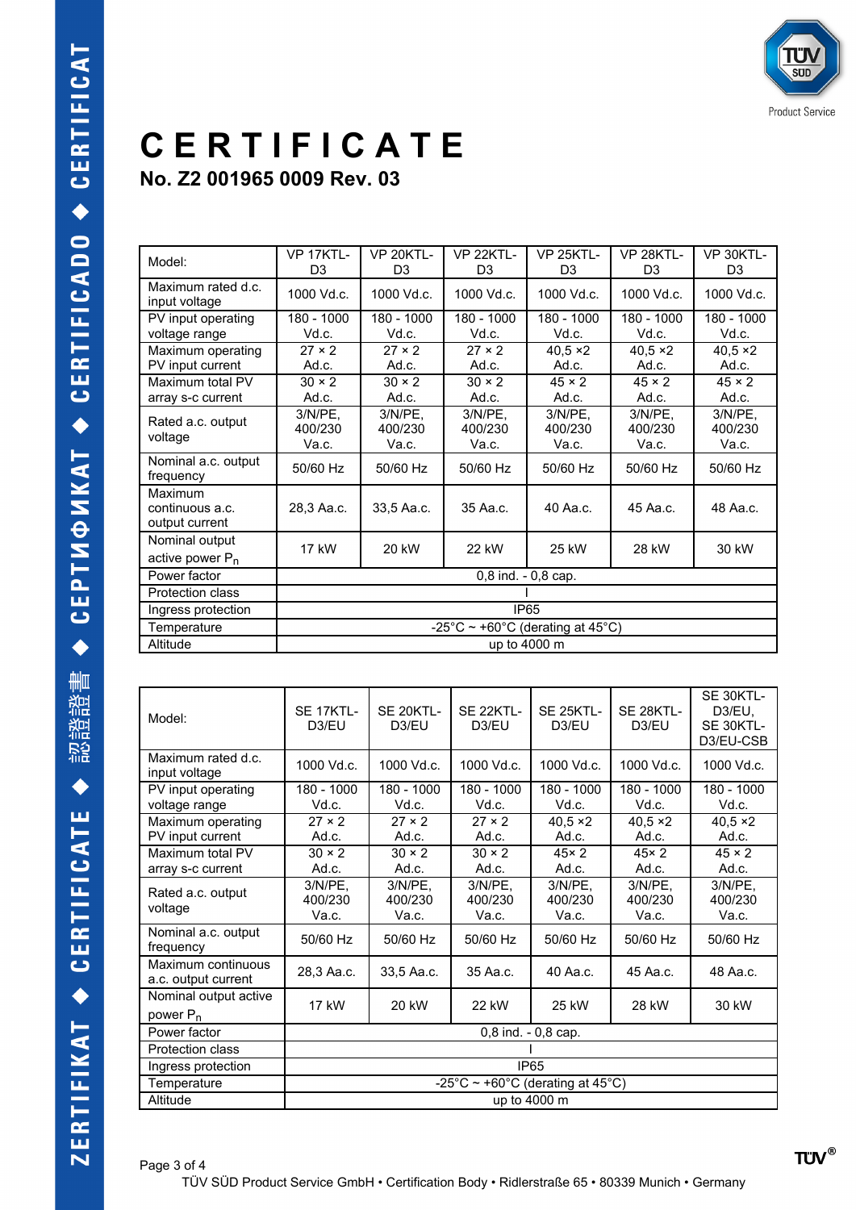# CERTIFICATE

## No. Z2 001965 0009 Rev. 03

| Model: | VP 17KTL-D3 | VP 20KTL-D3 | VP 22KTL-D3 | VP 25KTL-D3 | VP 28KTL-D3 | VP 30KTL-D3 |
|---|---|---|---|---|---|---|
| Maximum rated d.c. input voltage | 1000 Vd.c. | 1000 Vd.c. | 1000 Vd.c. | 1000 Vd.c. | 1000 Vd.c. | 1000 Vd.c. |
| PV input operating voltage range | 180 - 1000 Vd.c. | 180 - 1000 Vd.c. | 180 - 1000 Vd.c. | 180 - 1000 Vd.c. | 180 - 1000 Vd.c. | 180 - 1000 Vd.c. |
| Maximum operating PV input current | 27 × 2 Ad.c. | 27 × 2 Ad.c. | 27 × 2 Ad.c. | 40,5 ×2 Ad.c. | 40,5 ×2 Ad.c. | 40,5 ×2 Ad.c. |
| Maximum total PV array s-c current | 30 × 2 Ad.c. | 30 × 2 Ad.c. | 30 × 2 Ad.c. | 45 × 2 Ad.c. | 45 × 2 Ad.c. | 45 × 2 Ad.c. |
| Rated a.c. output voltage | 3/N/PE, 400/230 Va.c. | 3/N/PE, 400/230 Va.c. | 3/N/PE, 400/230 Va.c. | 3/N/PE, 400/230 Va.c. | 3/N/PE, 400/230 Va.c. | 3/N/PE, 400/230 Va.c. |
| Nominal a.c. output frequency | 50/60 Hz | 50/60 Hz | 50/60 Hz | 50/60 Hz | 50/60 Hz | 50/60 Hz |
| Maximum continuous a.c. output current | 28,3 Aa.c. | 33,5 Aa.c. | 35 Aa.c. | 40 Aa.c. | 45 Aa.c. | 48 Aa.c. |
| Nominal output active power $P_n$ | 17 kW | 20 kW | 22 kW | 25 kW | 28 kW | 30 kW |
| Power factor | 0,8 ind. - 0,8 cap. | | | | | |
| Protection class | I | | | | | |
| Ingress protection | IP65 | | | | | |
| Temperature | -25°C ~ +60°C (derating at 45°C) | | | | | |
| Altitude | up to 4000 m | | | | | |

| Model: | SE 17KTL-D3/EU | SE 20KTL-D3/EU | SE 22KTL-D3/EU | SE 25KTL-D3/EU | SE 28KTL-D3/EU | SE 30KTL-D3/EU, SE 30KTL-D3/EU-CSB |
|---|---|---|---|---|---|---|
| Maximum rated d.c. input voltage | 1000 Vd.c. | 1000 Vd.c. | 1000 Vd.c. | 1000 Vd.c. | 1000 Vd.c. | 1000 Vd.c. |
| PV input operating voltage range | 180 - 1000 Vd.c. | 180 - 1000 Vd.c. | 180 - 1000 Vd.c. | 180 - 1000 Vd.c. | 180 - 1000 Vd.c. | 180 - 1000 Vd.c. |
| Maximum operating PV input current | 27 × 2 Ad.c. | 27 × 2 Ad.c. | 27 × 2 Ad.c. | 40,5 ×2 Ad.c. | 40,5 ×2 Ad.c. | 40,5 ×2 Ad.c. |
| Maximum total PV array s-c current | 30 × 2 Ad.c. | 30 × 2 Ad.c. | 30 × 2 Ad.c. | 45× 2 Ad.c. | 45× 2 Ad.c. | 45 × 2 Ad.c. |
| Rated a.c. output voltage | 3/N/PE, 400/230 Va.c. | 3/N/PE, 400/230 Va.c. | 3/N/PE, 400/230 Va.c. | 3/N/PE, 400/230 Va.c. | 3/N/PE, 400/230 Va.c. | 3/N/PE, 400/230 Va.c. |
| Nominal a.c. output frequency | 50/60 Hz | 50/60 Hz | 50/60 Hz | 50/60 Hz | 50/60 Hz | 50/60 Hz |
| Maximum continuous a.c. output current | 28,3 Aa.c. | 33,5 Aa.c. | 35 Aa.c. | 40 Aa.c. | 45 Aa.c. | 48 Aa.c. |
| Nominal output active power $P_n$ | 17 kW | 20 kW | 22 kW | 25 kW | 28 kW | 30 kW |
| Power factor | 0,8 ind. - 0,8 cap. | | | | | |
| Protection class | I | | | | | |
| Ingress protection | IP65 | | | | | |
| Temperature | -25°C ~ +60°C (derating at 45°C) | | | | | |
| Altitude | up to 4000 m | | | | | |

TÜV SÜD Product Service GmbH • Certification Body • Ridlerstraße 65 • 80339 Munich • Germany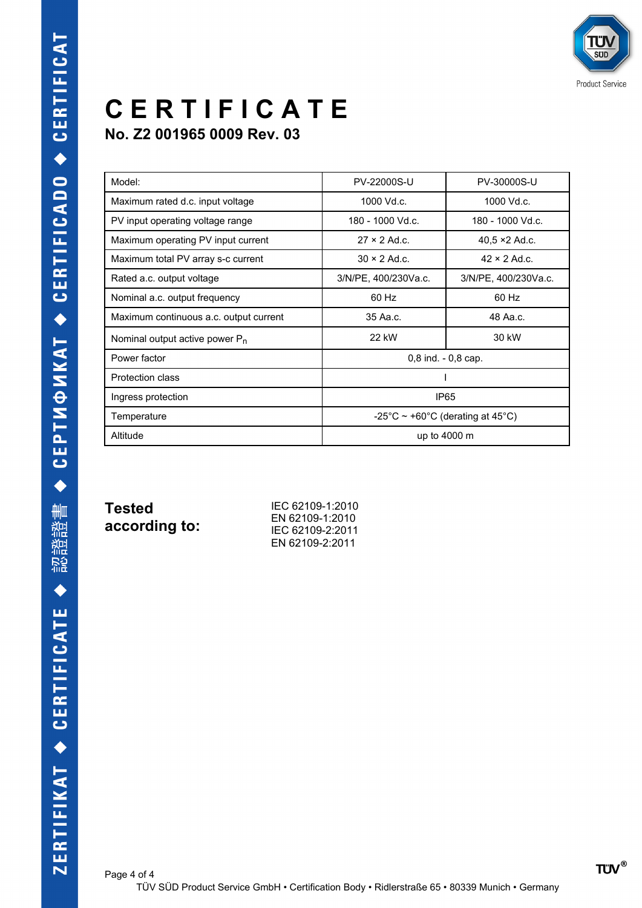# CERTIFICATE

**No. Z2 001965 0009 Rev. 03**

| Model: | PV-22000S-U | PV-30000S-U |
|---|---|---|
| Maximum rated d.c. input voltage | 1000 Vd.c. | 1000 Vd.c. |
| PV input operating voltage range | 180 - 1000 Vd.c. | 180 - 1000 Vd.c. |
| Maximum operating PV input current | 27 × 2 Ad.c. | 40,5 ×2 Ad.c. |
| Maximum total PV array s-c current | 30 × 2 Ad.c. | 42 × 2 Ad.c. |
| Rated a.c. output voltage | 3/N/PE, 400/230Va.c. | 3/N/PE, 400/230Va.c. |
| Nominal a.c. output frequency | 60 Hz | 60 Hz |
| Maximum continuous a.c. output current | 35 Aa.c. | 48 Aa.c. |
| Nominal output active power $P_n$ | 22 kW | 30 kW |
| Power factor | 0,8 ind. - 0,8 cap. | |
| Protection class | I | |
| Ingress protection | IP65 | |
| Temperature | -25°C ~ +60°C (derating at 45°C) | |
| Altitude | up to 4000 m | |

**Tested according to:**

IEC 62109-1:2010
EN 62109-1:2010
IEC 62109-2:2011
EN 62109-2:2011

TÜV SÜD Product Service GmbH • Certification Body • Ridlerstraße 65 • 80339 Munich • Germany